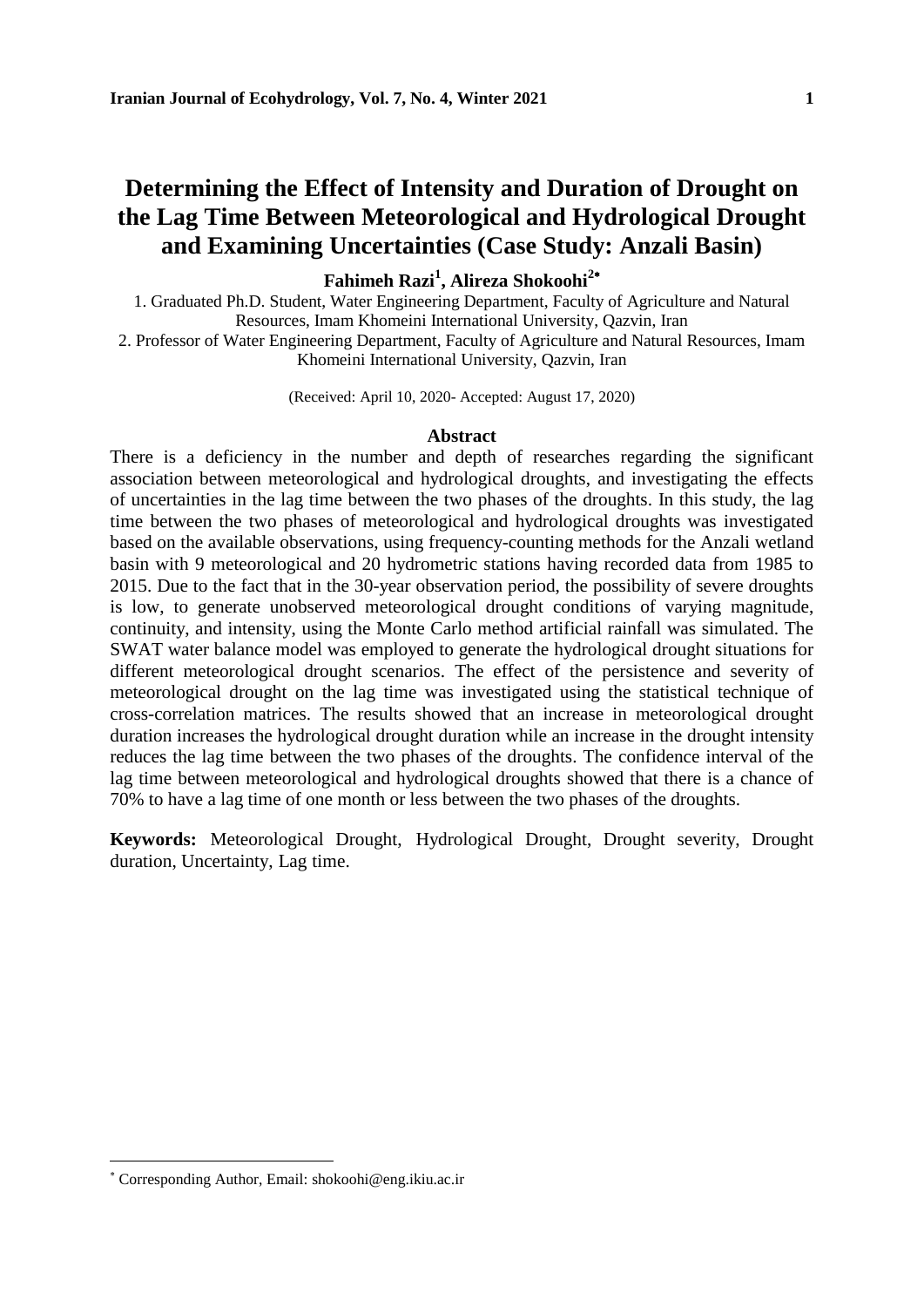# Determining the Effect of Intensity and Duration of Drought on the Lag Time Between Meteorological and Hydrological Drought and Examining Uncertainties (Case Study: Anzali Basin)

**Fahimeh Razi[1], Alireza Shokoohi[2*]**

1. Graduated Ph.D. Student, Water Engineering Department, Faculty of Agriculture and Natural Resources, Imam Khomeini International University, Qazvin, Iran
2. Professor of Water Engineering Department, Faculty of Agriculture and Natural Resources, Imam Khomeini International University, Qazvin, Iran

(Received: April 10, 2020- Accepted: August 17, 2020)

## Abstract

There is a deficiency in the number and depth of researches regarding the significant association between meteorological and hydrological droughts, and investigating the effects of uncertainties in the lag time between the two phases of the droughts. In this study, the lag time between the two phases of meteorological and hydrological droughts was investigated based on the available observations, using frequency-counting methods for the Anzali wetland basin with 9 meteorological and 20 hydrometric stations having recorded data from 1985 to 2015. Due to the fact that in the 30-year observation period, the possibility of severe droughts is low, to generate unobserved meteorological drought conditions of varying magnitude, continuity, and intensity, using the Monte Carlo method artificial rainfall was simulated. The SWAT water balance model was employed to generate the hydrological drought situations for different meteorological drought scenarios. The effect of the persistence and severity of meteorological drought on the lag time was investigated using the statistical technique of cross-correlation matrices. The results showed that an increase in meteorological drought duration increases the hydrological drought duration while an increase in the drought intensity reduces the lag time between the two phases of the droughts. The confidence interval of the lag time between meteorological and hydrological droughts showed that there is a chance of 70% to have a lag time of one month or less between the two phases of the droughts.

**Keywords:** Meteorological Drought, Hydrological Drought, Drought severity, Drought duration, Uncertainty, Lag time.

---

* Corresponding Author, Email: shokoohi@eng.ikiu.ac.ir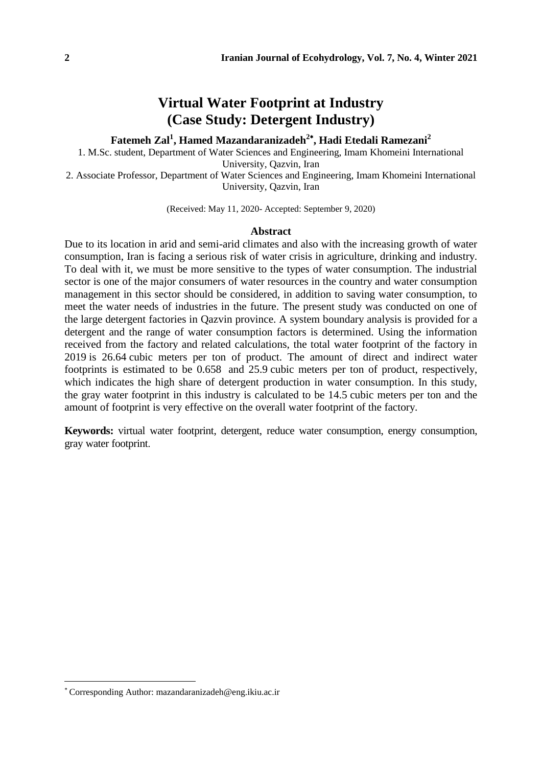# Virtual Water Footprint at Industry (Case Study: Detergent Industry)

**Fatemeh Zal[1], Hamed Mazandaranizadeh[2*], Hadi Etedali Ramezani[2]**

1. M.Sc. student, Department of Water Sciences and Engineering, Imam Khomeini International University, Qazvin, Iran
2. Associate Professor, Department of Water Sciences and Engineering, Imam Khomeini International University, Qazvin, Iran

(Received: May 11, 2020- Accepted: September 9, 2020)

## Abstract

Due to its location in arid and semi-arid climates and also with the increasing growth of water consumption, Iran is facing a serious risk of water crisis in agriculture, drinking and industry. To deal with it, we must be more sensitive to the types of water consumption. The industrial sector is one of the major consumers of water resources in the country and water consumption management in this sector should be considered, in addition to saving water consumption, to meet the water needs of industries in the future. The present study was conducted on one of the large detergent factories in Qazvin province. A system boundary analysis is provided for a detergent and the range of water consumption factors is determined. Using the information received from the factory and related calculations, the total water footprint of the factory in 2019 is 26.64 cubic meters per ton of product. The amount of direct and indirect water footprints is estimated to be 0.658 and 25.9 cubic meters per ton of product, respectively, which indicates the high share of detergent production in water consumption. In this study, the gray water footprint in this industry is calculated to be 14.5 cubic meters per ton and the amount of footprint is very effective on the overall water footprint of the factory.

**Keywords:** virtual water footprint, detergent, reduce water consumption, energy consumption, gray water footprint.

---

[*] Corresponding Author: mazandaranizadeh@eng.ikiu.ac.ir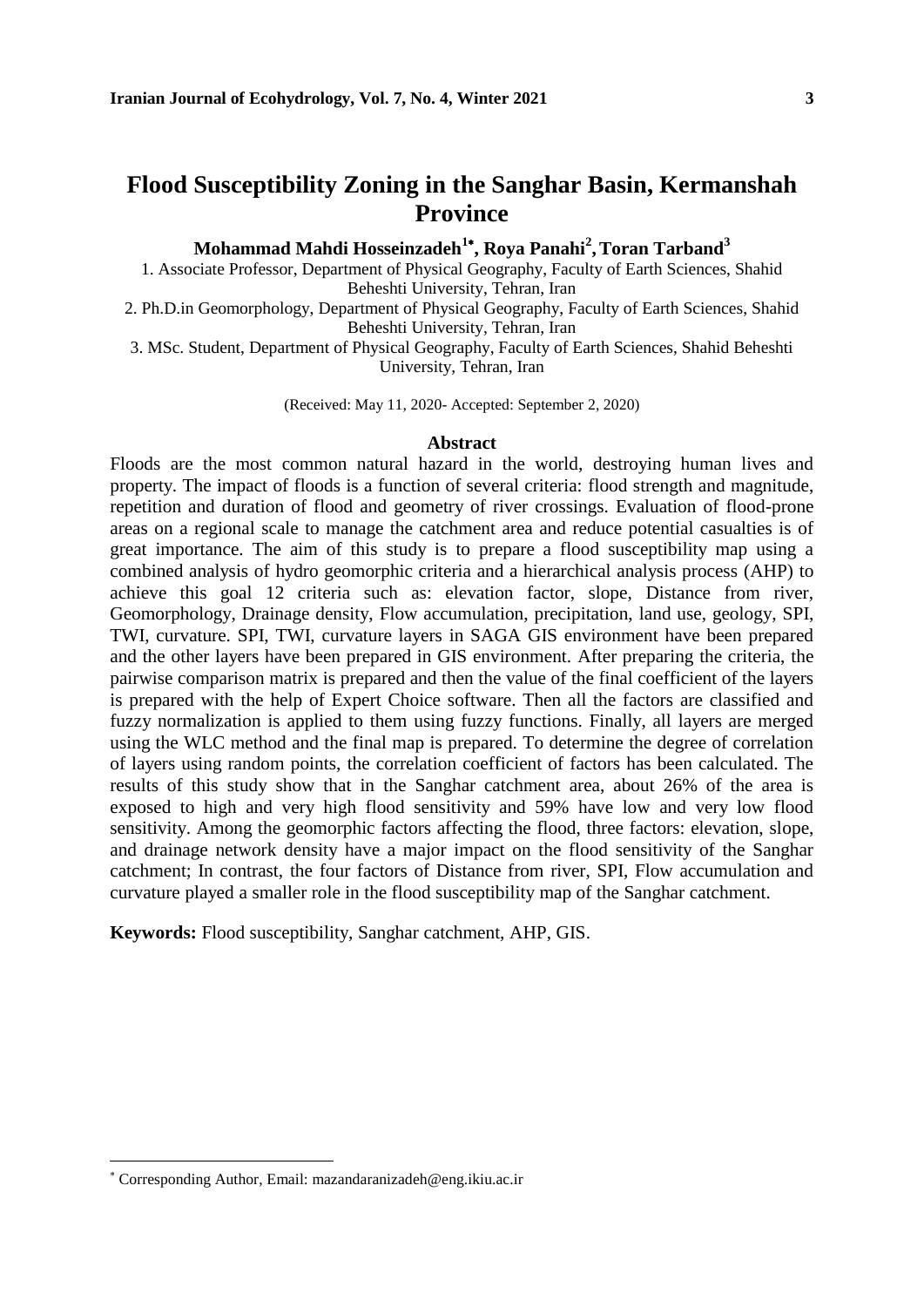# Flood Susceptibility Zoning in the Sanghar Basin, Kermanshah Province

**Mohammad Mahdi Hosseinzadeh[1*], Roya Panahi[2], Toran Tarband[3]**

1. Associate Professor, Department of Physical Geography, Faculty of Earth Sciences, Shahid Beheshti University, Tehran, Iran
2. Ph.D.in Geomorphology, Department of Physical Geography, Faculty of Earth Sciences, Shahid Beheshti University, Tehran, Iran
3. MSc. Student, Department of Physical Geography, Faculty of Earth Sciences, Shahid Beheshti University, Tehran, Iran

(Received: May 11, 2020- Accepted: September 2, 2020)

## Abstract

Floods are the most common natural hazard in the world, destroying human lives and property. The impact of floods is a function of several criteria: flood strength and magnitude, repetition and duration of flood and geometry of river crossings. Evaluation of flood-prone areas on a regional scale to manage the catchment area and reduce potential casualties is of great importance. The aim of this study is to prepare a flood susceptibility map using a combined analysis of hydro geomorphic criteria and a hierarchical analysis process (AHP) to achieve this goal 12 criteria such as: elevation factor, slope, Distance from river, Geomorphology, Drainage density, Flow accumulation, precipitation, land use, geology, SPI, TWI, curvature. SPI, TWI, curvature layers in SAGA GIS environment have been prepared and the other layers have been prepared in GIS environment. After preparing the criteria, the pairwise comparison matrix is prepared and then the value of the final coefficient of the layers is prepared with the help of Expert Choice software. Then all the factors are classified and fuzzy normalization is applied to them using fuzzy functions. Finally, all layers are merged using the WLC method and the final map is prepared. To determine the degree of correlation of layers using random points, the correlation coefficient of factors has been calculated. The results of this study show that in the Sanghar catchment area, about 26% of the area is exposed to high and very high flood sensitivity and 59% have low and very low flood sensitivity. Among the geomorphic factors affecting the flood, three factors: elevation, slope, and drainage network density have a major impact on the flood sensitivity of the Sanghar catchment; In contrast, the four factors of Distance from river, SPI, Flow accumulation and curvature played a smaller role in the flood susceptibility map of the Sanghar catchment.

**Keywords:** Flood susceptibility, Sanghar catchment, AHP, GIS.

---

[*] Corresponding Author, Email: mazandaranizadeh@eng.ikiu.ac.ir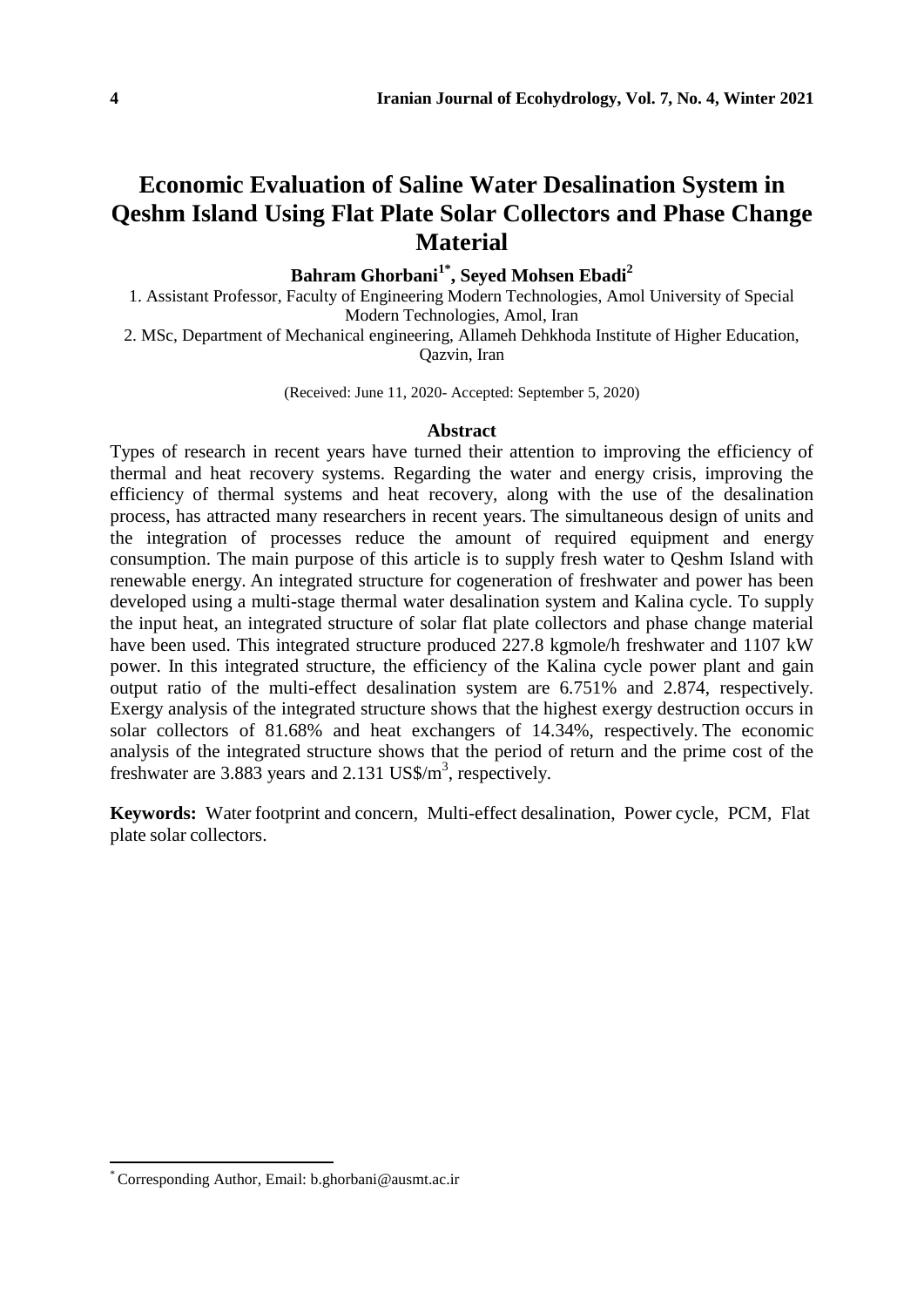# Economic Evaluation of Saline Water Desalination System in Qeshm Island Using Flat Plate Solar Collectors and Phase Change Material

**Bahram Ghorbani[1*], Seyed Mohsen Ebadi[2]**

1. Assistant Professor, Faculty of Engineering Modern Technologies, Amol University of Special Modern Technologies, Amol, Iran
2. MSc, Department of Mechanical engineering, Allameh Dehkhoda Institute of Higher Education, Qazvin, Iran

(Received: June 11, 2020- Accepted: September 5, 2020)

## Abstract

Types of research in recent years have turned their attention to improving the efficiency of thermal and heat recovery systems. Regarding the water and energy crisis, improving the efficiency of thermal systems and heat recovery, along with the use of the desalination process, has attracted many researchers in recent years. The simultaneous design of units and the integration of processes reduce the amount of required equipment and energy consumption. The main purpose of this article is to supply fresh water to Qeshm Island with renewable energy. An integrated structure for cogeneration of freshwater and power has been developed using a multi-stage thermal water desalination system and Kalina cycle. To supply the input heat, an integrated structure of solar flat plate collectors and phase change material have been used. This integrated structure produced 227.8 kgmole/h freshwater and 1107 kW power. In this integrated structure, the efficiency of the Kalina cycle power plant and gain output ratio of the multi-effect desalination system are 6.751% and 2.874, respectively. Exergy analysis of the integrated structure shows that the highest exergy destruction occurs in solar collectors of 81.68% and heat exchangers of 14.34%, respectively. The economic analysis of the integrated structure shows that the period of return and the prime cost of the freshwater are 3.883 years and 2.131 US$/$m^3$, respectively.

**Keywords:** Water footprint and concern, Multi-effect desalination, Power cycle, PCM, Flat plate solar collectors.

---

[*] Corresponding Author, Email: b.ghorbani@ausmt.ac.ir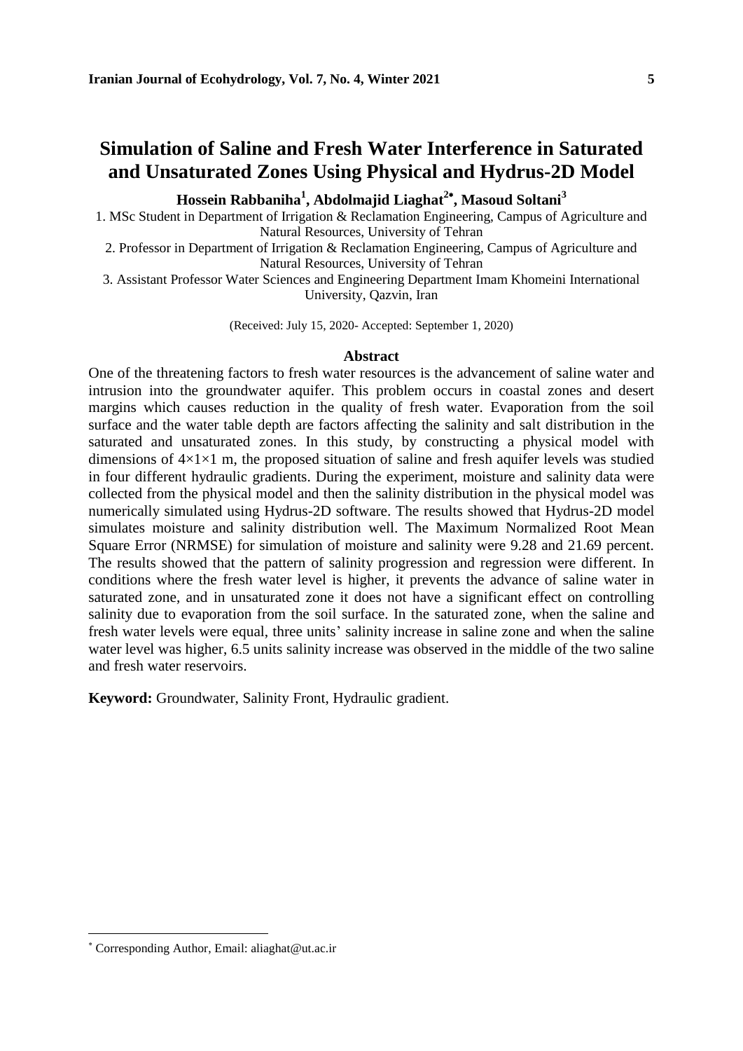# Simulation of Saline and Fresh Water Interference in Saturated and Unsaturated Zones Using Physical and Hydrus-2D Model

**Hossein Rabbaniha[1], Abdolmajid Liaghat[2*], Masoud Soltani[3]**

1. MSc Student in Department of Irrigation & Reclamation Engineering, Campus of Agriculture and Natural Resources, University of Tehran
2. Professor in Department of Irrigation & Reclamation Engineering, Campus of Agriculture and Natural Resources, University of Tehran
3. Assistant Professor Water Sciences and Engineering Department Imam Khomeini International University, Qazvin, Iran

(Received: July 15, 2020- Accepted: September 1, 2020)

## Abstract

One of the threatening factors to fresh water resources is the advancement of saline water and intrusion into the groundwater aquifer. This problem occurs in coastal zones and desert margins which causes reduction in the quality of fresh water. Evaporation from the soil surface and the water table depth are factors affecting the salinity and salt distribution in the saturated and unsaturated zones. In this study, by constructing a physical model with dimensions of $4\times1\times1$ m, the proposed situation of saline and fresh aquifer levels was studied in four different hydraulic gradients. During the experiment, moisture and salinity data were collected from the physical model and then the salinity distribution in the physical model was numerically simulated using Hydrus-2D software. The results showed that Hydrus-2D model simulates moisture and salinity distribution well. The Maximum Normalized Root Mean Square Error (NRMSE) for simulation of moisture and salinity were 9.28 and 21.69 percent. The results showed that the pattern of salinity progression and regression were different. In conditions where the fresh water level is higher, it prevents the advance of saline water in saturated zone, and in unsaturated zone it does not have a significant effect on controlling salinity due to evaporation from the soil surface. In the saturated zone, when the saline and fresh water levels were equal, three units' salinity increase in saline zone and when the saline water level was higher, 6.5 units salinity increase was observed in the middle of the two saline and fresh water reservoirs.

**Keyword:** Groundwater, Salinity Front, Hydraulic gradient.

---

* Corresponding Author, Email: aliaghat@ut.ac.ir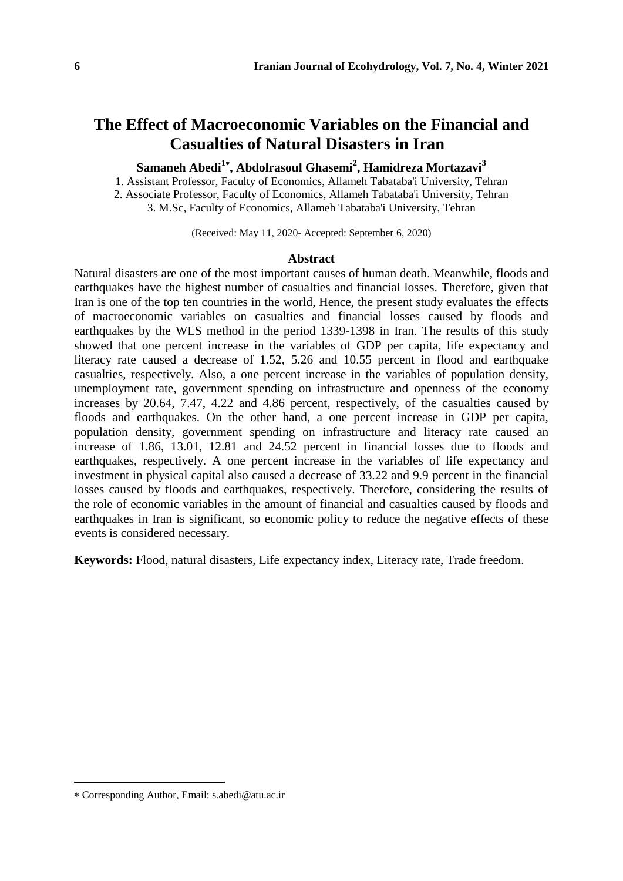# The Effect of Macroeconomic Variables on the Financial and Casualties of Natural Disasters in Iran

**Samaneh Abedi[1*], Abdolrasoul Ghasemi[2], Hamidreza Mortazavi[3]**

1. Assistant Professor, Faculty of Economics, Allameh Tabataba'i University, Tehran
2. Associate Professor, Faculty of Economics, Allameh Tabataba'i University, Tehran
3. M.Sc, Faculty of Economics, Allameh Tabataba'i University, Tehran

(Received: May 11, 2020- Accepted: September 6, 2020)

## Abstract

Natural disasters are one of the most important causes of human death. Meanwhile, floods and earthquakes have the highest number of casualties and financial losses. Therefore, given that Iran is one of the top ten countries in the world, Hence, the present study evaluates the effects of macroeconomic variables on casualties and financial losses caused by floods and earthquakes by the WLS method in the period 1339-1398 in Iran. The results of this study showed that one percent increase in the variables of GDP per capita, life expectancy and literacy rate caused a decrease of 1.52, 5.26 and 10.55 percent in flood and earthquake casualties, respectively. Also, a one percent increase in the variables of population density, unemployment rate, government spending on infrastructure and openness of the economy increases by 20.64, 7.47, 4.22 and 4.86 percent, respectively, of the casualties caused by floods and earthquakes. On the other hand, a one percent increase in GDP per capita, population density, government spending on infrastructure and literacy rate caused an increase of 1.86, 13.01, 12.81 and 24.52 percent in financial losses due to floods and earthquakes, respectively. A one percent increase in the variables of life expectancy and investment in physical capital also caused a decrease of 33.22 and 9.9 percent in the financial losses caused by floods and earthquakes, respectively. Therefore, considering the results of the role of economic variables in the amount of financial and casualties caused by floods and earthquakes in Iran is significant, so economic policy to reduce the negative effects of these events is considered necessary.

**Keywords:** Flood, natural disasters, Life expectancy index, Literacy rate, Trade freedom.

---

* Corresponding Author, Email: s.abedi@atu.ac.ir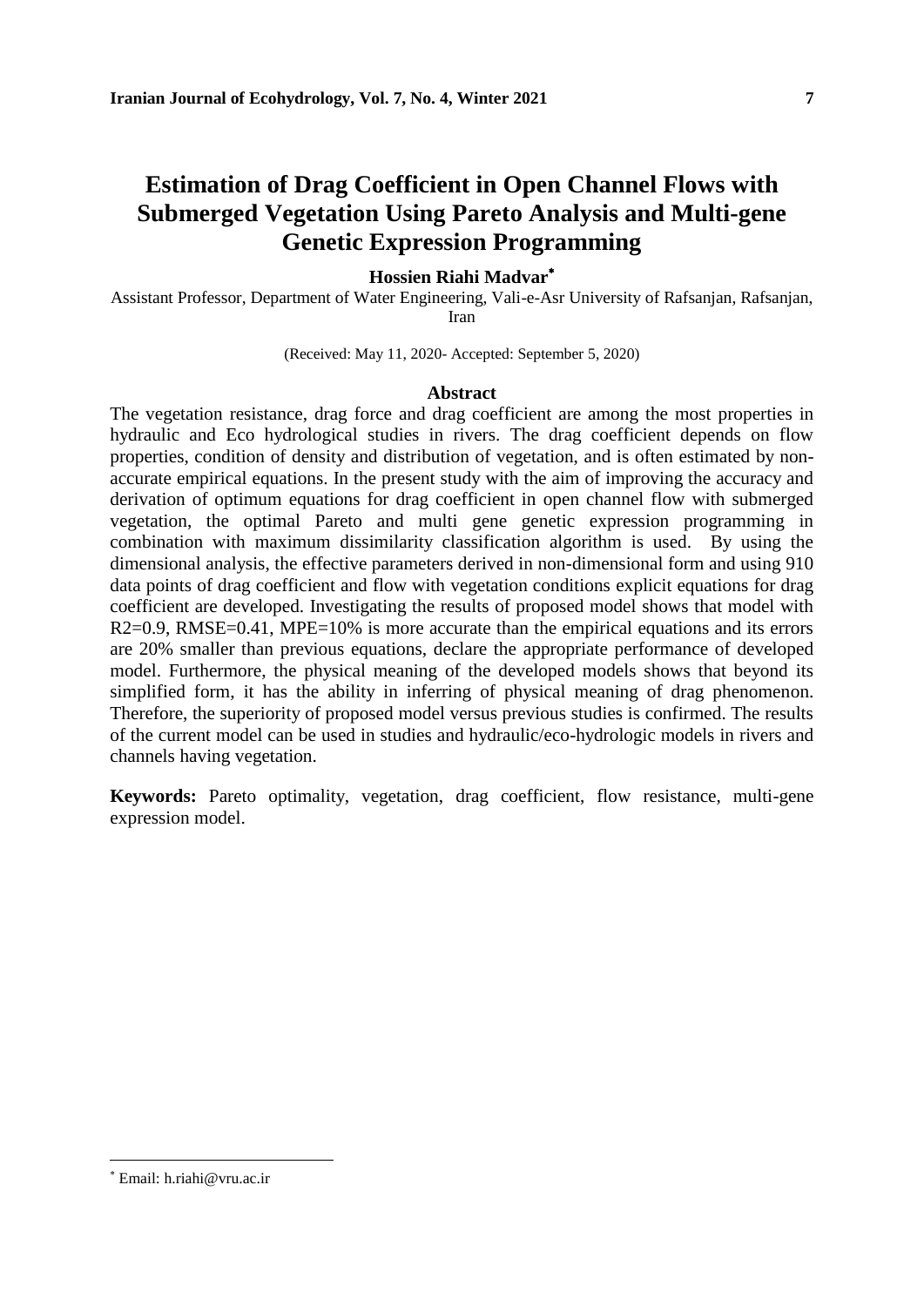# Estimation of Drag Coefficient in Open Channel Flows with Submerged Vegetation Using Pareto Analysis and Multi-gene Genetic Expression Programming

**Hossien Riahi Madvar**[*]

Assistant Professor, Department of Water Engineering, Vali-e-Asr University of Rafsanjan, Rafsanjan, Iran

(Received: May 11, 2020- Accepted: September 5, 2020)

## Abstract

The vegetation resistance, drag force and drag coefficient are among the most properties in hydraulic and Eco hydrological studies in rivers. The drag coefficient depends on flow properties, condition of density and distribution of vegetation, and is often estimated by non-accurate empirical equations. In the present study with the aim of improving the accuracy and derivation of optimum equations for drag coefficient in open channel flow with submerged vegetation, the optimal Pareto and multi gene genetic expression programming in combination with maximum dissimilarity classification algorithm is used. By using the dimensional analysis, the effective parameters derived in non-dimensional form and using 910 data points of drag coefficient and flow with vegetation conditions explicit equations for drag coefficient are developed. Investigating the results of proposed model shows that model with $R2=0.9$, $RMSE=0.41$, $MPE=10\%$ is more accurate than the empirical equations and its errors are 20% smaller than previous equations, declare the appropriate performance of developed model. Furthermore, the physical meaning of the developed models shows that beyond its simplified form, it has the ability in inferring of physical meaning of drag phenomenon. Therefore, the superiority of proposed model versus previous studies is confirmed. The results of the current model can be used in studies and hydraulic/eco-hydrologic models in rivers and channels having vegetation.

**Keywords:** Pareto optimality, vegetation, drag coefficient, flow resistance, multi-gene expression model.

---

[*] Email: h.riahi@vru.ac.ir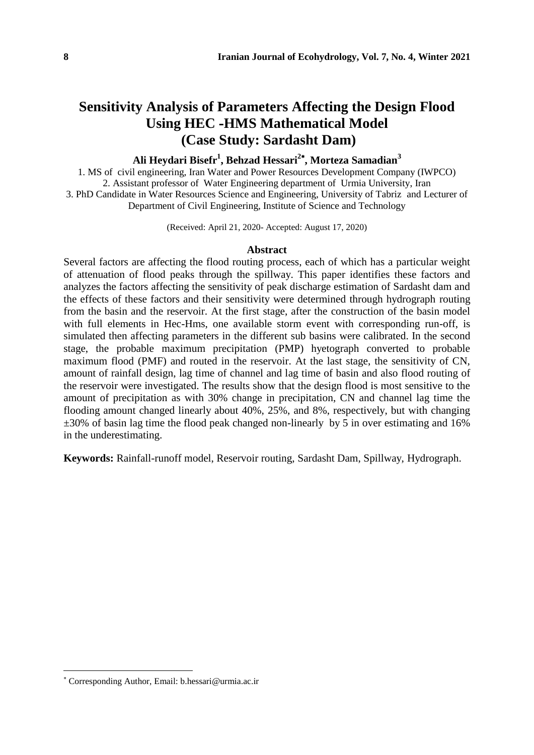# Sensitivity Analysis of Parameters Affecting the Design Flood Using HEC -HMS Mathematical Model (Case Study: Sardasht Dam)

**Ali Heydari Bisefr[1], Behzad Hessari[2*], Morteza Samadian[3]**

1. MS of civil engineering, Iran Water and Power Resources Development Company (IWPCO)
2. Assistant professor of Water Engineering department of Urmia University, Iran
3. PhD Candidate in Water Resources Science and Engineering, University of Tabriz and Lecturer of Department of Civil Engineering, Institute of Science and Technology

(Received: April 21, 2020- Accepted: August 17, 2020)

## Abstract

Several factors are affecting the flood routing process, each of which has a particular weight of attenuation of flood peaks through the spillway. This paper identifies these factors and analyzes the factors affecting the sensitivity of peak discharge estimation of Sardasht dam and the effects of these factors and their sensitivity were determined through hydrograph routing from the basin and the reservoir. At the first stage, after the construction of the basin model with full elements in Hec-Hms, one available storm event with corresponding run-off, is simulated then affecting parameters in the different sub basins were calibrated. In the second stage, the probable maximum precipitation (PMP) hyetograph converted to probable maximum flood (PMF) and routed in the reservoir. At the last stage, the sensitivity of CN, amount of rainfall design, lag time of channel and lag time of basin and also flood routing of the reservoir were investigated. The results show that the design flood is most sensitive to the amount of precipitation as with 30% change in precipitation, CN and channel lag time the flooding amount changed linearly about 40%, 25%, and 8%, respectively, but with changing ±30% of basin lag time the flood peak changed non-linearly by 5 in over estimating and 16% in the underestimating.

**Keywords:** Rainfall-runoff model, Reservoir routing, Sardasht Dam, Spillway, Hydrograph.

---

* Corresponding Author, Email: b.hessari@urmia.ac.ir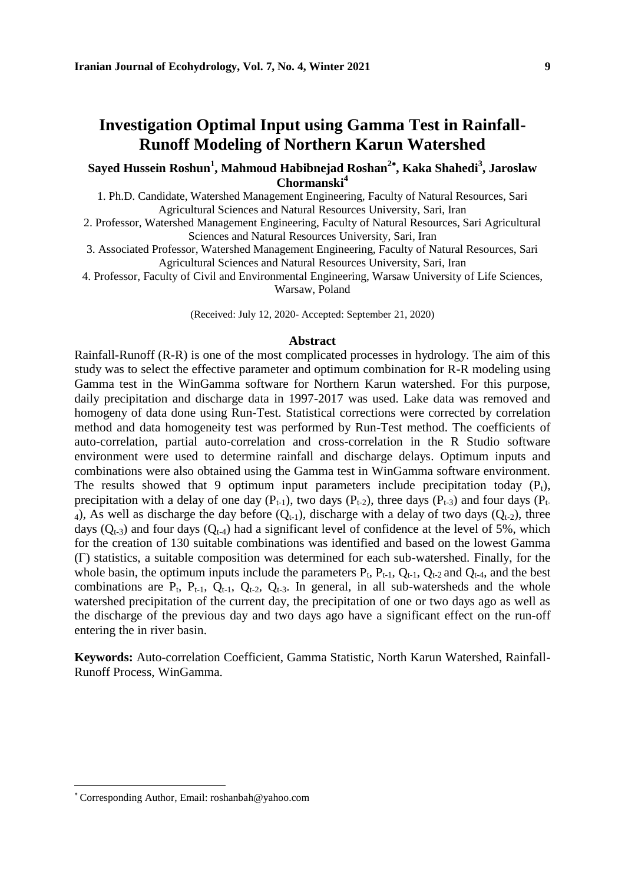# Investigation Optimal Input using Gamma Test in Rainfall-Runoff Modeling of Northern Karun Watershed

**Sayed Hussein Roshun[1], Mahmoud Habibnejad Roshan[2*], Kaka Shahedi[3], Jaroslaw Chormanski[4]**

1. Ph.D. Candidate, Watershed Management Engineering, Faculty of Natural Resources, Sari Agricultural Sciences and Natural Resources University, Sari, Iran
2. Professor, Watershed Management Engineering, Faculty of Natural Resources, Sari Agricultural Sciences and Natural Resources University, Sari, Iran
3. Associated Professor, Watershed Management Engineering, Faculty of Natural Resources, Sari Agricultural Sciences and Natural Resources University, Sari, Iran
4. Professor, Faculty of Civil and Environmental Engineering, Warsaw University of Life Sciences, Warsaw, Poland

(Received: July 12, 2020- Accepted: September 21, 2020)

## Abstract

Rainfall-Runoff (R-R) is one of the most complicated processes in hydrology. The aim of this study was to select the effective parameter and optimum combination for R-R modeling using Gamma test in the WinGamma software for Northern Karun watershed. For this purpose, daily precipitation and discharge data in 1997-2017 was used. Lake data was removed and homogeny of data done using Run-Test. Statistical corrections were corrected by correlation method and data homogeneity test was performed by Run-Test method. The coefficients of auto-correlation, partial auto-correlation and cross-correlation in the R Studio software environment were used to determine rainfall and discharge delays. Optimum inputs and combinations were also obtained using the Gamma test in WinGamma software environment. The results showed that 9 optimum input parameters include precipitation today ($P_t$), precipitation with a delay of one day ($P_{t-1}$), two days ($P_{t-2}$), three days ($P_{t-3}$) and four days ($P_{t-4}$), As well as discharge the day before ($Q_{t-1}$), discharge with a delay of two days ($Q_{t-2}$), three days ($Q_{t-3}$) and four days ($Q_{t-4}$) had a significant level of confidence at the level of 5%, which for the creation of 130 suitable combinations was identified and based on the lowest Gamma ($\Gamma$) statistics, a suitable composition was determined for each sub-watershed. Finally, for the whole basin, the optimum inputs include the parameters $P_t$, $P_{t-1}$, $Q_{t-1}$, $Q_{t-2}$ and $Q_{t-4}$, and the best combinations are $P_t$, $P_{t-1}$, $Q_{t-1}$, $Q_{t-2}$, $Q_{t-3}$. In general, in all sub-watersheds and the whole watershed precipitation of the current day, the precipitation of one or two days ago as well as the discharge of the previous day and two days ago have a significant effect on the run-off entering the in river basin.

**Keywords:** Auto-correlation Coefficient, Gamma Statistic, North Karun Watershed, Rainfall-Runoff Process, WinGamma.

---

* Corresponding Author, Email: roshanbah@yahoo.com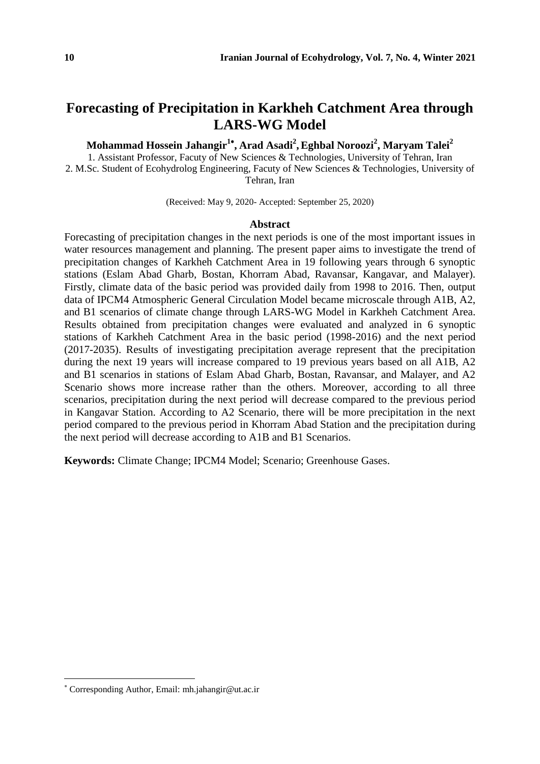# Forecasting of Precipitation in Karkheh Catchment Area through LARS-WG Model

**Mohammad Hossein Jahangir[1*], Arad Asadi[2], Eghbal Noroozi[2], Maryam Talei[2]**

1. Assistant Professor, Facuty of New Sciences & Technologies, University of Tehran, Iran
2. M.Sc. Student of Ecohydrolog Engineering, Facuty of New Sciences & Technologies, University of Tehran, Iran

(Received: May 9, 2020- Accepted: September 25, 2020)

## Abstract

Forecasting of precipitation changes in the next periods is one of the most important issues in water resources management and planning. The present paper aims to investigate the trend of precipitation changes of Karkheh Catchment Area in 19 following years through 6 synoptic stations (Eslam Abad Gharb, Bostan, Khorram Abad, Ravansar, Kangavar, and Malayer). Firstly, climate data of the basic period was provided daily from 1998 to 2016. Then, output data of IPCM4 Atmospheric General Circulation Model became microscale through A1B, A2, and B1 scenarios of climate change through LARS-WG Model in Karkheh Catchment Area. Results obtained from precipitation changes were evaluated and analyzed in 6 synoptic stations of Karkheh Catchment Area in the basic period (1998-2016) and the next period (2017-2035). Results of investigating precipitation average represent that the precipitation during the next 19 years will increase compared to 19 previous years based on all A1B, A2 and B1 scenarios in stations of Eslam Abad Gharb, Bostan, Ravansar, and Malayer, and A2 Scenario shows more increase rather than the others. Moreover, according to all three scenarios, precipitation during the next period will decrease compared to the previous period in Kangavar Station. According to A2 Scenario, there will be more precipitation in the next period compared to the previous period in Khorram Abad Station and the precipitation during the next period will decrease according to A1B and B1 Scenarios.

**Keywords:** Climate Change; IPCM4 Model; Scenario; Greenhouse Gases.

[*] Corresponding Author, Email: mh.jahangir@ut.ac.ir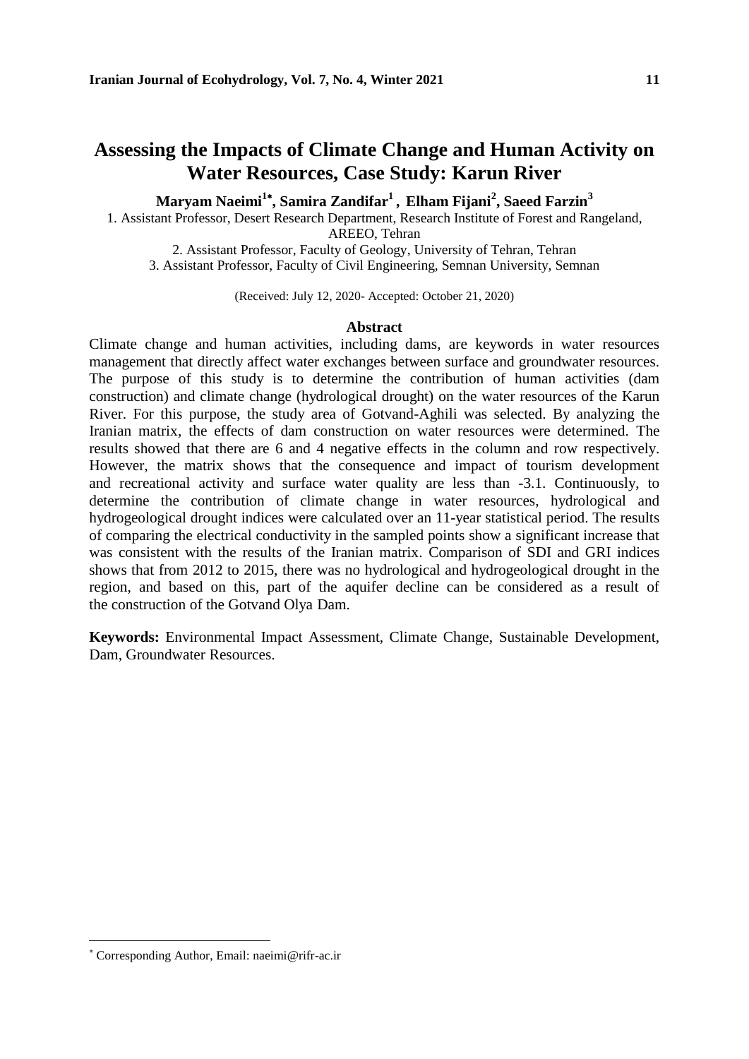# Assessing the Impacts of Climate Change and Human Activity on Water Resources, Case Study: Karun River

**Maryam Naeimi[1*], Samira Zandifar[1], Elham Fijani[2], Saeed Farzin[3]**

1. Assistant Professor, Desert Research Department, Research Institute of Forest and Rangeland, AREEO, Tehran
2. Assistant Professor, Faculty of Geology, University of Tehran, Tehran
3. Assistant Professor, Faculty of Civil Engineering, Semnan University, Semnan

(Received: July 12, 2020- Accepted: October 21, 2020)

## Abstract

Climate change and human activities, including dams, are keywords in water resources management that directly affect water exchanges between surface and groundwater resources. The purpose of this study is to determine the contribution of human activities (dam construction) and climate change (hydrological drought) on the water resources of the Karun River. For this purpose, the study area of Gotvand-Aghili was selected. By analyzing the Iranian matrix, the effects of dam construction on water resources were determined. The results showed that there are 6 and 4 negative effects in the column and row respectively. However, the matrix shows that the consequence and impact of tourism development and recreational activity and surface water quality are less than -3.1. Continuously, to determine the contribution of climate change in water resources, hydrological and hydrogeological drought indices were calculated over an 11-year statistical period. The results of comparing the electrical conductivity in the sampled points show a significant increase that was consistent with the results of the Iranian matrix. Comparison of SDI and GRI indices shows that from 2012 to 2015, there was no hydrological and hydrogeological drought in the region, and based on this, part of the aquifer decline can be considered as a result of the construction of the Gotvand Olya Dam.

**Keywords:** Environmental Impact Assessment, Climate Change, Sustainable Development, Dam, Groundwater Resources.

---

* Corresponding Author, Email: naeimi@rifr-ac.ir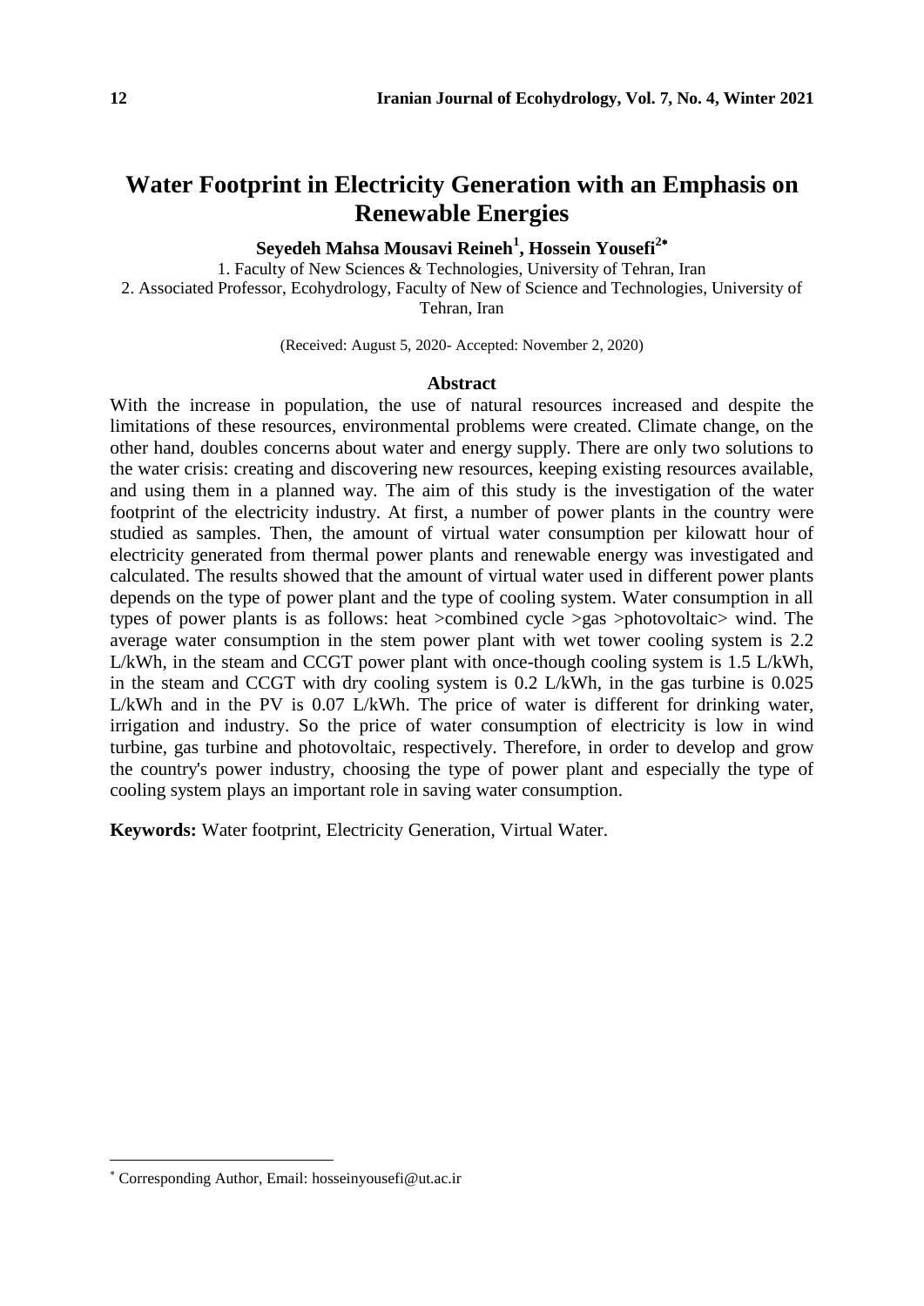# Water Footprint in Electricity Generation with an Emphasis on Renewable Energies

**Seyedeh Mahsa Mousavi Reineh[1], Hossein Yousefi[2*]**

1. Faculty of New Sciences & Technologies, University of Tehran, Iran
2. Associated Professor, Ecohydrology, Faculty of New of Science and Technologies, University of Tehran, Iran

(Received: August 5, 2020- Accepted: November 2, 2020)

## Abstract

With the increase in population, the use of natural resources increased and despite the limitations of these resources, environmental problems were created. Climate change, on the other hand, doubles concerns about water and energy supply. There are only two solutions to the water crisis: creating and discovering new resources, keeping existing resources available, and using them in a planned way. The aim of this study is the investigation of the water footprint of the electricity industry. At first, a number of power plants in the country were studied as samples. Then, the amount of virtual water consumption per kilowatt hour of electricity generated from thermal power plants and renewable energy was investigated and calculated. The results showed that the amount of virtual water used in different power plants depends on the type of power plant and the type of cooling system. Water consumption in all types of power plants is as follows: heat >combined cycle >gas >photovoltaic> wind. The average water consumption in the stem power plant with wet tower cooling system is 2.2 L/kWh, in the steam and CCGT power plant with once-though cooling system is 1.5 L/kWh, in the steam and CCGT with dry cooling system is 0.2 L/kWh, in the gas turbine is 0.025 L/kWh and in the PV is 0.07 L/kWh. The price of water is different for drinking water, irrigation and industry. So the price of water consumption of electricity is low in wind turbine, gas turbine and photovoltaic, respectively. Therefore, in order to develop and grow the country's power industry, choosing the type of power plant and especially the type of cooling system plays an important role in saving water consumption.

**Keywords:** Water footprint, Electricity Generation, Virtual Water.

---

[*] Corresponding Author, Email: hosseinyousefi@ut.ac.ir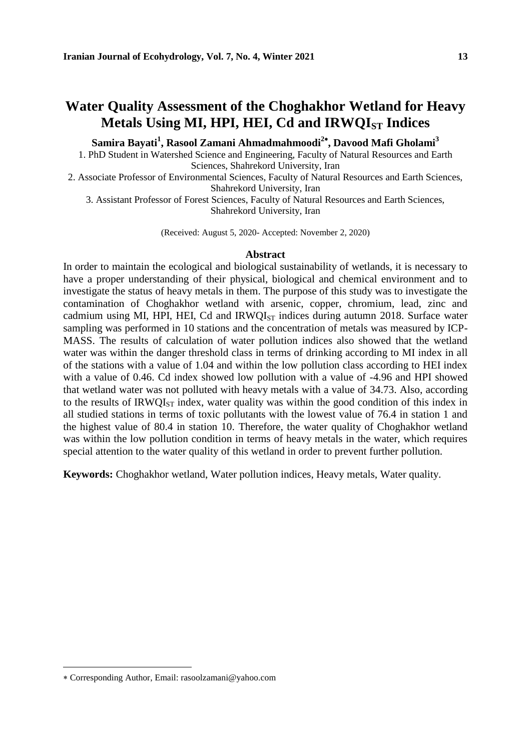# Water Quality Assessment of the Choghakhor Wetland for Heavy Metals Using MI, HPI, HEI, Cd and $IRWQI_{ST}$ Indices

**Samira Bayati[1], Rasool Zamani Ahmadmahmoodi[2*], Davood Mafi Gholami[3]**

1. PhD Student in Watershed Science and Engineering, Faculty of Natural Resources and Earth Sciences, Shahrekord University, Iran
2. Associate Professor of Environmental Sciences, Faculty of Natural Resources and Earth Sciences, Shahrekord University, Iran
3. Assistant Professor of Forest Sciences, Faculty of Natural Resources and Earth Sciences, Shahrekord University, Iran

(Received: August 5, 2020- Accepted: November 2, 2020)

## Abstract

In order to maintain the ecological and biological sustainability of wetlands, it is necessary to have a proper understanding of their physical, biological and chemical environment and to investigate the status of heavy metals in them. The purpose of this study was to investigate the contamination of Choghakhor wetland with arsenic, copper, chromium, lead, zinc and cadmium using MI, HPI, HEI, Cd and $IRWQI_{ST}$ indices during autumn 2018. Surface water sampling was performed in 10 stations and the concentration of metals was measured by ICP-MASS. The results of calculation of water pollution indices also showed that the wetland water was within the danger threshold class in terms of drinking according to MI index in all of the stations with a value of 1.04 and within the low pollution class according to HEI index with a value of 0.46. Cd index showed low pollution with a value of -4.96 and HPI showed that wetland water was not polluted with heavy metals with a value of 34.73. Also, according to the results of $IRWQI_{ST}$ index, water quality was within the good condition of this index in all studied stations in terms of toxic pollutants with the lowest value of 76.4 in station 1 and the highest value of 80.4 in station 10. Therefore, the water quality of Choghakhor wetland was within the low pollution condition in terms of heavy metals in the water, which requires special attention to the water quality of this wetland in order to prevent further pollution.

**Keywords:** Choghakhor wetland, Water pollution indices, Heavy metals, Water quality.

---

* Corresponding Author, Email: rasoolzamani@yahoo.com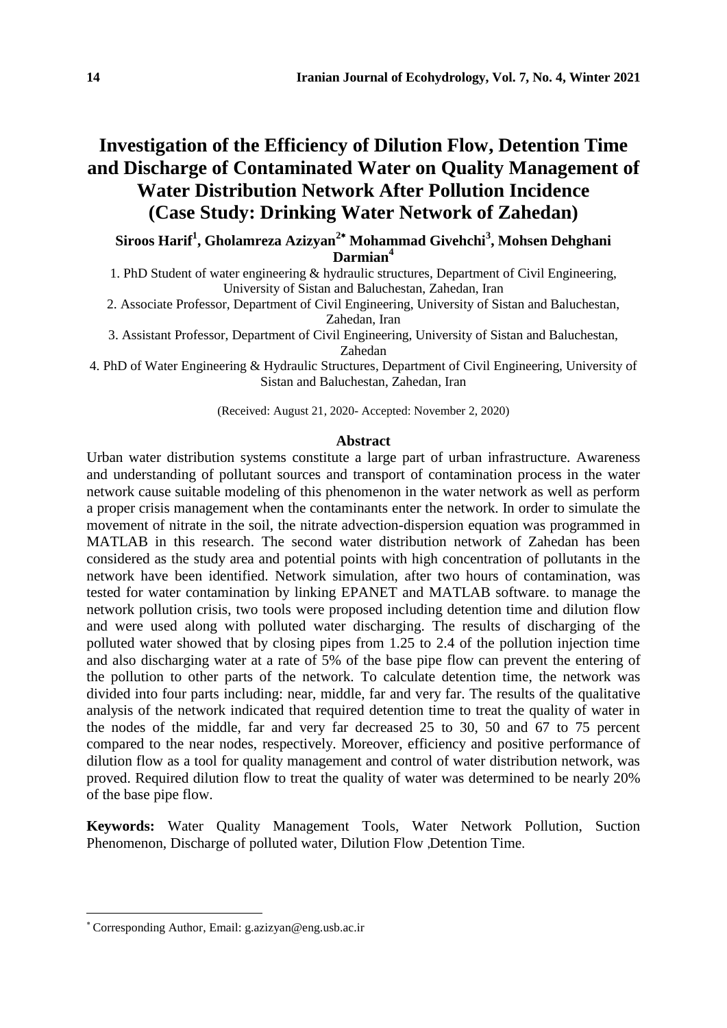# Investigation of the Efficiency of Dilution Flow, Detention Time and Discharge of Contaminated Water on Quality Management of Water Distribution Network After Pollution Incidence (Case Study: Drinking Water Network of Zahedan)

**Siroos Harif[1], Gholamreza Azizyan[2*] Mohammad Givehchi[3], Mohsen Dehghani Darmian[4]**

1. PhD Student of water engineering & hydraulic structures, Department of Civil Engineering, University of Sistan and Baluchestan, Zahedan, Iran
2. Associate Professor, Department of Civil Engineering, University of Sistan and Baluchestan, Zahedan, Iran
3. Assistant Professor, Department of Civil Engineering, University of Sistan and Baluchestan, Zahedan
4. PhD of Water Engineering & Hydraulic Structures, Department of Civil Engineering, University of Sistan and Baluchestan, Zahedan, Iran

(Received: August 21, 2020- Accepted: November 2, 2020)

## Abstract

Urban water distribution systems constitute a large part of urban infrastructure. Awareness and understanding of pollutant sources and transport of contamination process in the water network cause suitable modeling of this phenomenon in the water network as well as perform a proper crisis management when the contaminants enter the network. In order to simulate the movement of nitrate in the soil, the nitrate advection-dispersion equation was programmed in MATLAB in this research. The second water distribution network of Zahedan has been considered as the study area and potential points with high concentration of pollutants in the network have been identified. Network simulation, after two hours of contamination, was tested for water contamination by linking EPANET and MATLAB software. to manage the network pollution crisis, two tools were proposed including detention time and dilution flow and were used along with polluted water discharging. The results of discharging of the polluted water showed that by closing pipes from 1.25 to 2.4 of the pollution injection time and also discharging water at a rate of 5% of the base pipe flow can prevent the entering of the pollution to other parts of the network. To calculate detention time, the network was divided into four parts including: near, middle, far and very far. The results of the qualitative analysis of the network indicated that required detention time to treat the quality of water in the nodes of the middle, far and very far decreased 25 to 30, 50 and 67 to 75 percent compared to the near nodes, respectively. Moreover, efficiency and positive performance of dilution flow as a tool for quality management and control of water distribution network, was proved. Required dilution flow to treat the quality of water was determined to be nearly 20% of the base pipe flow.

**Keywords:** Water Quality Management Tools, Water Network Pollution, Suction Phenomenon, Discharge of polluted water, Dilution Flow ,Detention Time.

---

* Corresponding Author, Email: g.azizyan@eng.usb.ac.ir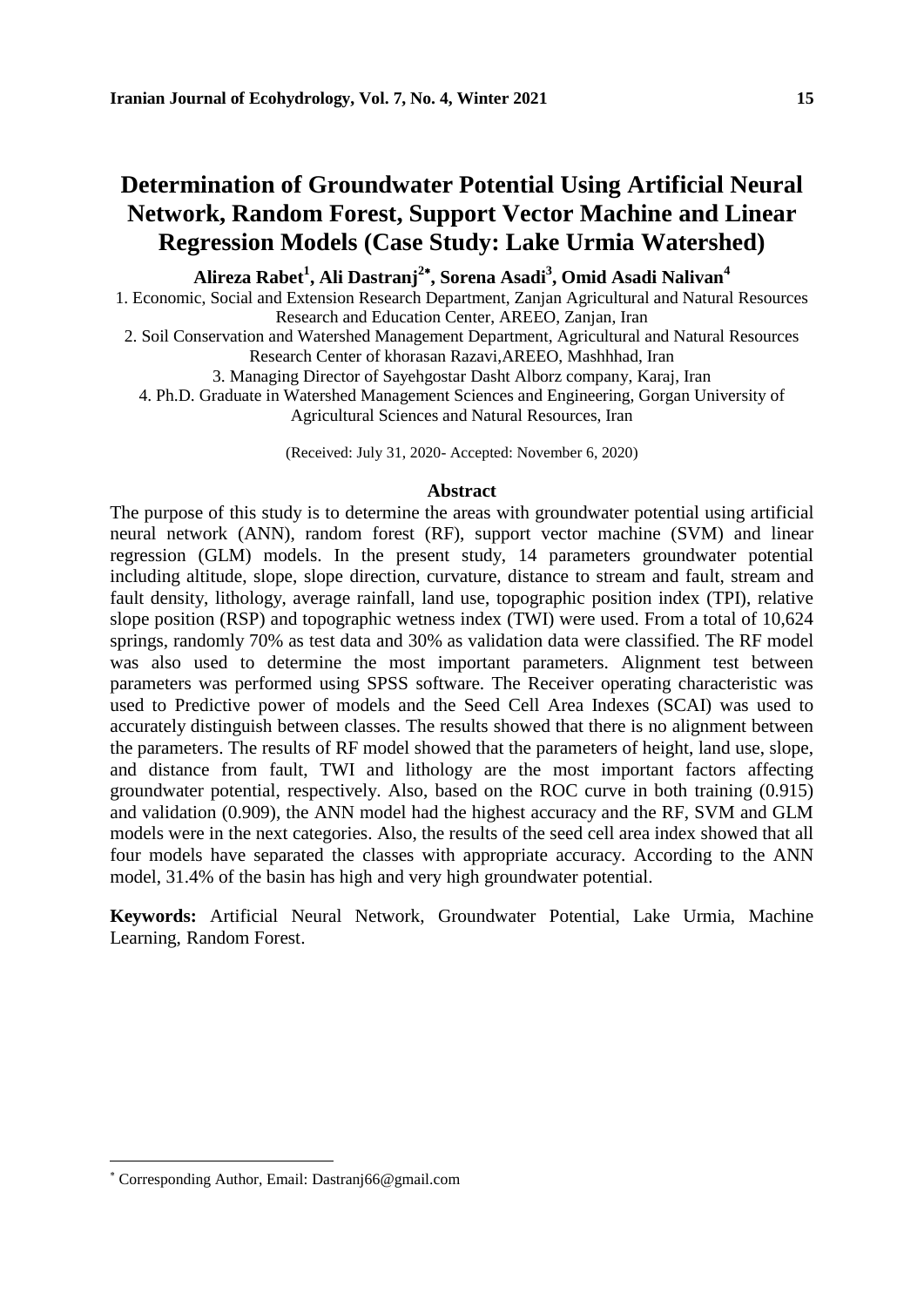# Determination of Groundwater Potential Using Artificial Neural Network, Random Forest, Support Vector Machine and Linear Regression Models (Case Study: Lake Urmia Watershed)

**Alireza Rabet[1], Ali Dastranj[2*], Sorena Asadi[3], Omid Asadi Nalivan[4]**

1. Economic, Social and Extension Research Department, Zanjan Agricultural and Natural Resources Research and Education Center, AREEO, Zanjan, Iran
2. Soil Conservation and Watershed Management Department, Agricultural and Natural Resources Research Center of khorasan Razavi,AREEO, Mashhhad, Iran
3. Managing Director of Sayehgostar Dasht Alborz company, Karaj, Iran
4. Ph.D. Graduate in Watershed Management Sciences and Engineering, Gorgan University of Agricultural Sciences and Natural Resources, Iran

(Received: July 31, 2020- Accepted: November 6, 2020)

## Abstract

The purpose of this study is to determine the areas with groundwater potential using artificial neural network (ANN), random forest (RF), support vector machine (SVM) and linear regression (GLM) models. In the present study, 14 parameters groundwater potential including altitude, slope, slope direction, curvature, distance to stream and fault, stream and fault density, lithology, average rainfall, land use, topographic position index (TPI), relative slope position (RSP) and topographic wetness index (TWI) were used. From a total of 10,624 springs, randomly 70% as test data and 30% as validation data were classified. The RF model was also used to determine the most important parameters. Alignment test between parameters was performed using SPSS software. The Receiver operating characteristic was used to Predictive power of models and the Seed Cell Area Indexes (SCAI) was used to accurately distinguish between classes. The results showed that there is no alignment between the parameters. The results of RF model showed that the parameters of height, land use, slope, and distance from fault, TWI and lithology are the most important factors affecting groundwater potential, respectively. Also, based on the ROC curve in both training (0.915) and validation (0.909), the ANN model had the highest accuracy and the RF, SVM and GLM models were in the next categories. Also, the results of the seed cell area index showed that all four models have separated the classes with appropriate accuracy. According to the ANN model, 31.4% of the basin has high and very high groundwater potential.

**Keywords:** Artificial Neural Network, Groundwater Potential, Lake Urmia, Machine Learning, Random Forest.

---

[*] Corresponding Author, Email: Dastranj66@gmail.com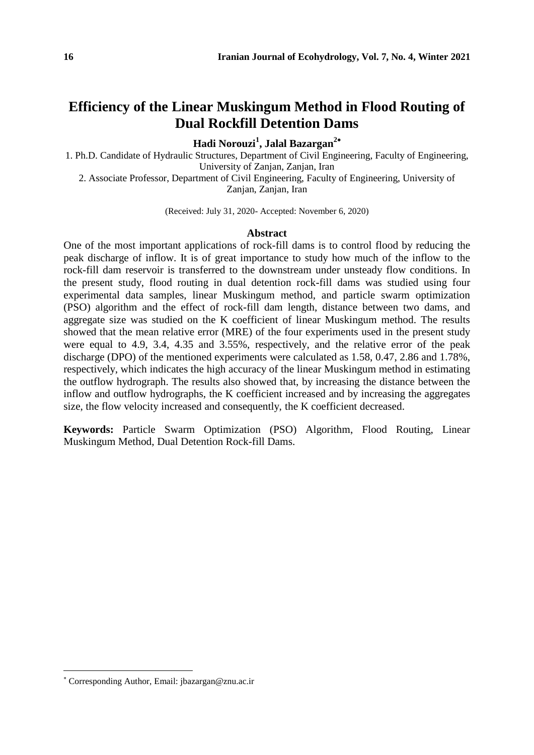# Efficiency of the Linear Muskingum Method in Flood Routing of Dual Rockfill Detention Dams

**Hadi Norouzi[1], Jalal Bazargan[2*]**

1. Ph.D. Candidate of Hydraulic Structures, Department of Civil Engineering, Faculty of Engineering, University of Zanjan, Zanjan, Iran
2. Associate Professor, Department of Civil Engineering, Faculty of Engineering, University of Zanjan, Zanjan, Iran

(Received: July 31, 2020- Accepted: November 6, 2020)

## Abstract

One of the most important applications of rock-fill dams is to control flood by reducing the peak discharge of inflow. It is of great importance to study how much of the inflow to the rock-fill dam reservoir is transferred to the downstream under unsteady flow conditions. In the present study, flood routing in dual detention rock-fill dams was studied using four experimental data samples, linear Muskingum method, and particle swarm optimization (PSO) algorithm and the effect of rock-fill dam length, distance between two dams, and aggregate size was studied on the K coefficient of linear Muskingum method. The results showed that the mean relative error (MRE) of the four experiments used in the present study were equal to 4.9, 3.4, 4.35 and 3.55%, respectively, and the relative error of the peak discharge (DPO) of the mentioned experiments were calculated as 1.58, 0.47, 2.86 and 1.78%, respectively, which indicates the high accuracy of the linear Muskingum method in estimating the outflow hydrograph. The results also showed that, by increasing the distance between the inflow and outflow hydrographs, the K coefficient increased and by increasing the aggregates size, the flow velocity increased and consequently, the K coefficient decreased.

**Keywords:** Particle Swarm Optimization (PSO) Algorithm, Flood Routing, Linear Muskingum Method, Dual Detention Rock-fill Dams.

---

[*] Corresponding Author, Email: jbazargan@znu.ac.ir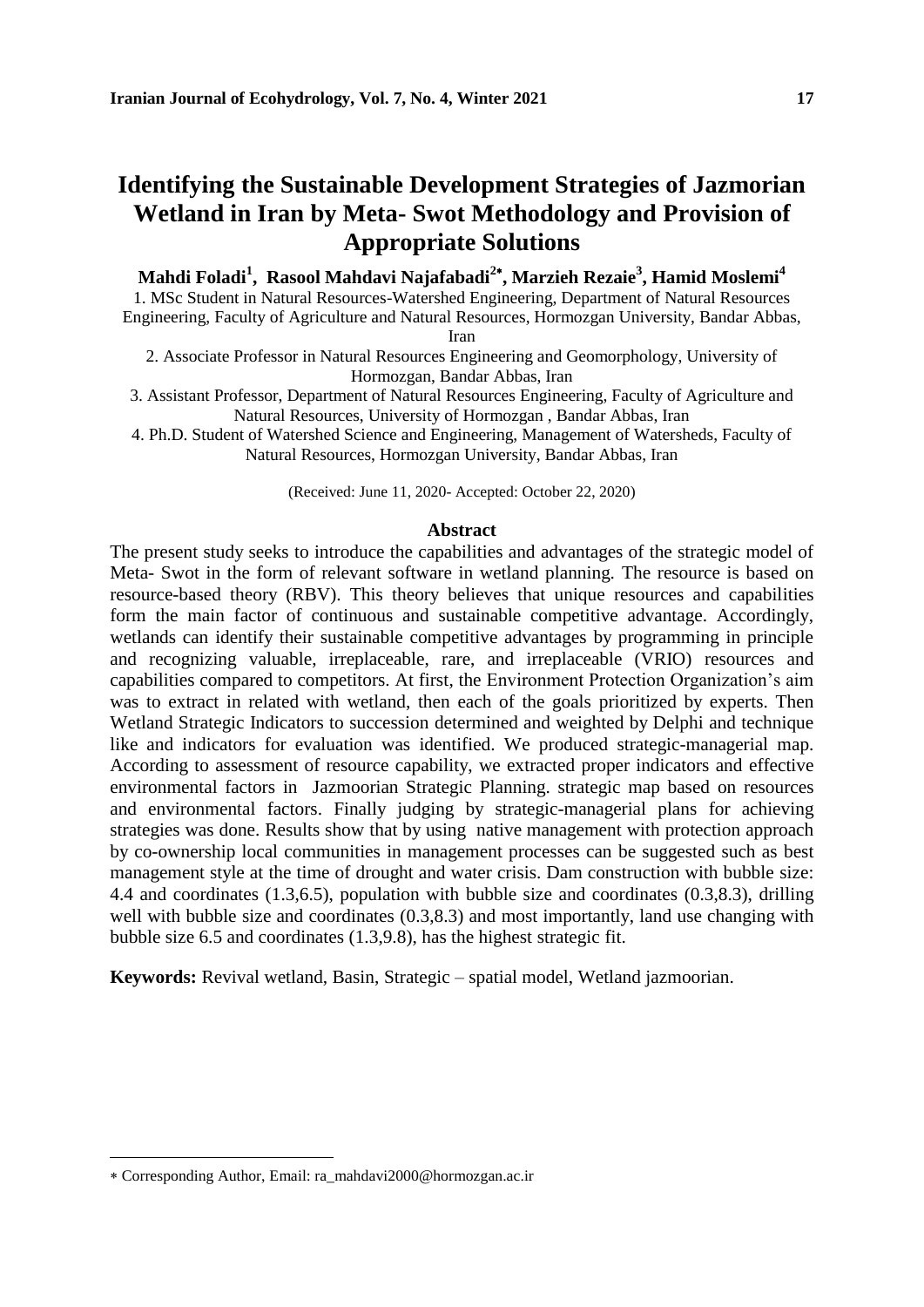# Identifying the Sustainable Development Strategies of Jazmorian Wetland in Iran by Meta- Swot Methodology and Provision of Appropriate Solutions

**Mahdi Foladi[1], Rasool Mahdavi Najafabadi[2*], Marzieh Rezaie[3], Hamid Moslemi[4]**

1. MSc Student in Natural Resources-Watershed Engineering, Department of Natural Resources Engineering, Faculty of Agriculture and Natural Resources, Hormozgan University, Bandar Abbas, Iran

2. Associate Professor in Natural Resources Engineering and Geomorphology, University of Hormozgan, Bandar Abbas, Iran

3. Assistant Professor, Department of Natural Resources Engineering, Faculty of Agriculture and Natural Resources, University of Hormozgan , Bandar Abbas, Iran

4. Ph.D. Student of Watershed Science and Engineering, Management of Watersheds, Faculty of Natural Resources, Hormozgan University, Bandar Abbas, Iran

(Received: June 11, 2020- Accepted: October 22, 2020)

## Abstract

The present study seeks to introduce the capabilities and advantages of the strategic model of Meta- Swot in the form of relevant software in wetland planning. The resource is based on resource-based theory (RBV). This theory believes that unique resources and capabilities form the main factor of continuous and sustainable competitive advantage. Accordingly, wetlands can identify their sustainable competitive advantages by programming in principle and recognizing valuable, irreplaceable, rare, and irreplaceable (VRIO) resources and capabilities compared to competitors. At first, the Environment Protection Organization's aim was to extract in related with wetland, then each of the goals prioritized by experts. Then Wetland Strategic Indicators to succession determined and weighted by Delphi and technique like and indicators for evaluation was identified. We produced strategic-managerial map. According to assessment of resource capability, we extracted proper indicators and effective environmental factors in Jazmoorian Strategic Planning. strategic map based on resources and environmental factors. Finally judging by strategic-managerial plans for achieving strategies was done. Results show that by using native management with protection approach by co-ownership local communities in management processes can be suggested such as best management style at the time of drought and water crisis. Dam construction with bubble size: 4.4 and coordinates (1.3,6.5), population with bubble size and coordinates (0.3,8.3), drilling well with bubble size and coordinates (0.3,8.3) and most importantly, land use changing with bubble size 6.5 and coordinates (1.3,9.8), has the highest strategic fit.

**Keywords:** Revival wetland, Basin, Strategic – spatial model, Wetland jazmoorian.

---

* Corresponding Author, Email: ra_mahdavi2000@hormozgan.ac.ir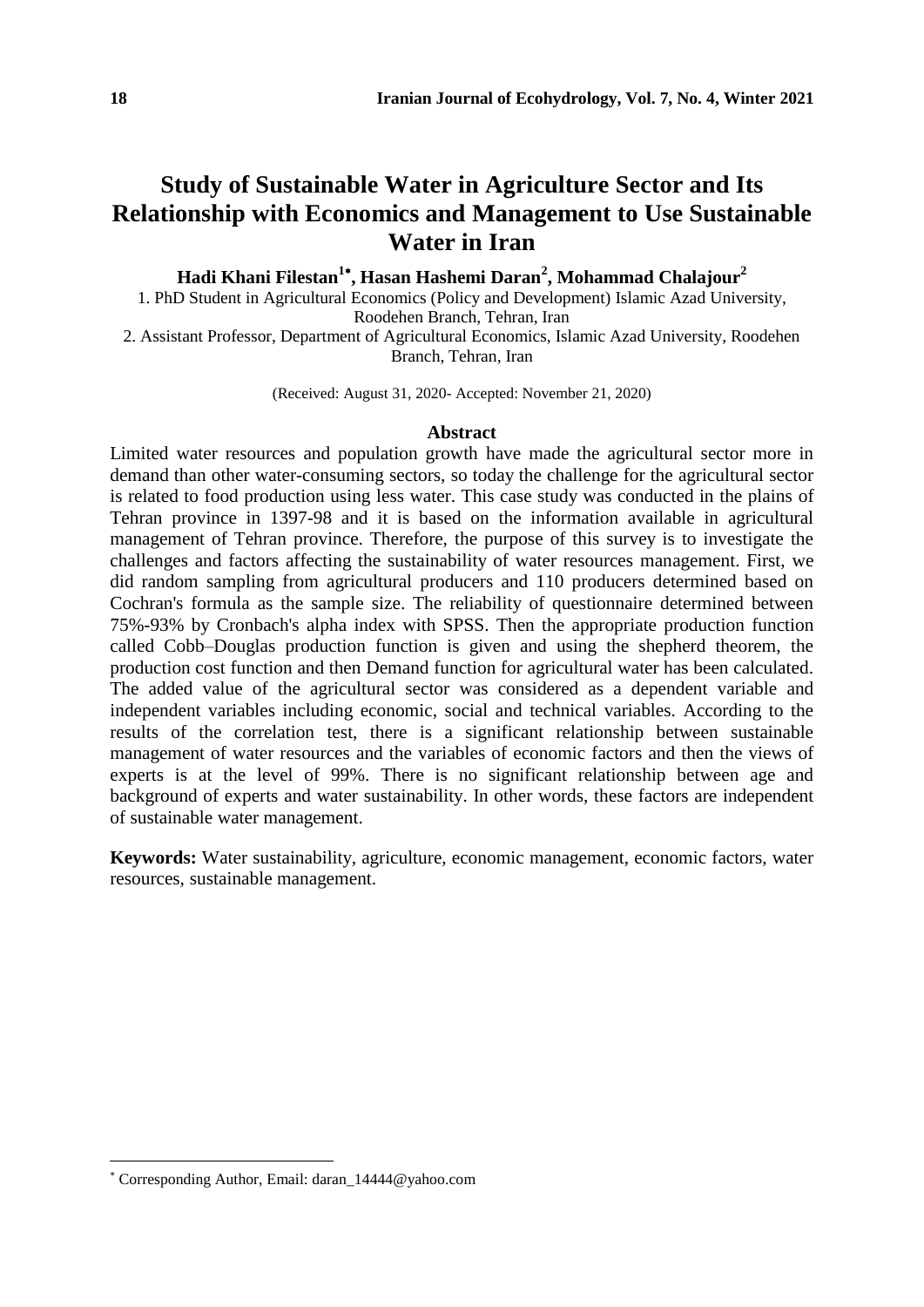# Study of Sustainable Water in Agriculture Sector and Its Relationship with Economics and Management to Use Sustainable Water in Iran

**Hadi Khani Filestan[1*], Hasan Hashemi Daran[2], Mohammad Chalajour[2]**

1. PhD Student in Agricultural Economics (Policy and Development) Islamic Azad University, Roodehen Branch, Tehran, Iran
2. Assistant Professor, Department of Agricultural Economics, Islamic Azad University, Roodehen Branch, Tehran, Iran

(Received: August 31, 2020- Accepted: November 21, 2020)

## Abstract

Limited water resources and population growth have made the agricultural sector more in demand than other water-consuming sectors, so today the challenge for the agricultural sector is related to food production using less water. This case study was conducted in the plains of Tehran province in 1397-98 and it is based on the information available in agricultural management of Tehran province. Therefore, the purpose of this survey is to investigate the challenges and factors affecting the sustainability of water resources management. First, we did random sampling from agricultural producers and 110 producers determined based on Cochran's formula as the sample size. The reliability of questionnaire determined between 75%-93% by Cronbach's alpha index with SPSS. Then the appropriate production function called Cobb–Douglas production function is given and using the shepherd theorem, the production cost function and then Demand function for agricultural water has been calculated. The added value of the agricultural sector was considered as a dependent variable and independent variables including economic, social and technical variables. According to the results of the correlation test, there is a significant relationship between sustainable management of water resources and the variables of economic factors and then the views of experts is at the level of 99%. There is no significant relationship between age and background of experts and water sustainability. In other words, these factors are independent of sustainable water management.

**Keywords:** Water sustainability, agriculture, economic management, economic factors, water resources, sustainable management.

---

* Corresponding Author, Email: daran_14444@yahoo.com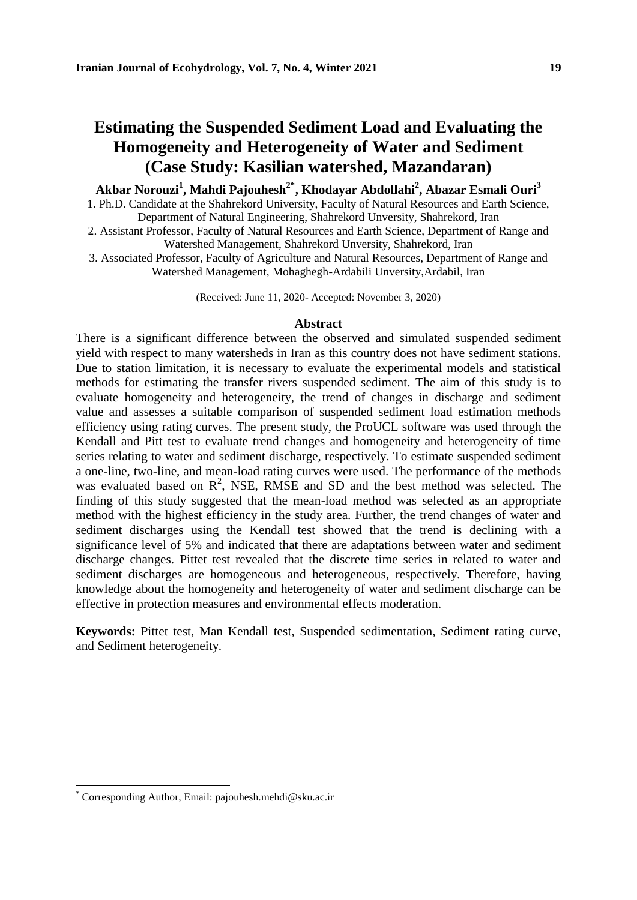# Estimating the Suspended Sediment Load and Evaluating the Homogeneity and Heterogeneity of Water and Sediment (Case Study: Kasilian watershed, Mazandaran)

**Akbar Norouzi[1], Mahdi Pajouhesh[2*], Khodayar Abdollahi[2], Abazar Esmali Ouri[3]**

1. Ph.D. Candidate at the Shahrekord University, Faculty of Natural Resources and Earth Science, Department of Natural Engineering, Shahrekord Unversity, Shahrekord, Iran
2. Assistant Professor, Faculty of Natural Resources and Earth Science, Department of Range and Watershed Management, Shahrekord Unversity, Shahrekord, Iran
3. Associated Professor, Faculty of Agriculture and Natural Resources, Department of Range and Watershed Management, Mohaghegh-Ardabili Unversity,Ardabil, Iran

(Received: June 11, 2020- Accepted: November 3, 2020)

## Abstract

There is a significant difference between the observed and simulated suspended sediment yield with respect to many watersheds in Iran as this country does not have sediment stations. Due to station limitation, it is necessary to evaluate the experimental models and statistical methods for estimating the transfer rivers suspended sediment. The aim of this study is to evaluate homogeneity and heterogeneity, the trend of changes in discharge and sediment value and assesses a suitable comparison of suspended sediment load estimation methods efficiency using rating curves. The present study, the ProUCL software was used through the Kendall and Pitt test to evaluate trend changes and homogeneity and heterogeneity of time series relating to water and sediment discharge, respectively. To estimate suspended sediment a one-line, two-line, and mean-load rating curves were used. The performance of the methods was evaluated based on $R^2$, NSE, RMSE and SD and the best method was selected. The finding of this study suggested that the mean-load method was selected as an appropriate method with the highest efficiency in the study area. Further, the trend changes of water and sediment discharges using the Kendall test showed that the trend is declining with a significance level of 5% and indicated that there are adaptations between water and sediment discharge changes. Pittet test revealed that the discrete time series in related to water and sediment discharges are homogeneous and heterogeneous, respectively. Therefore, having knowledge about the homogeneity and heterogeneity of water and sediment discharge can be effective in protection measures and environmental effects moderation.

**Keywords:** Pittet test, Man Kendall test, Suspended sedimentation, Sediment rating curve, and Sediment heterogeneity.

* Corresponding Author, Email: pajouhesh.mehdi@sku.ac.ir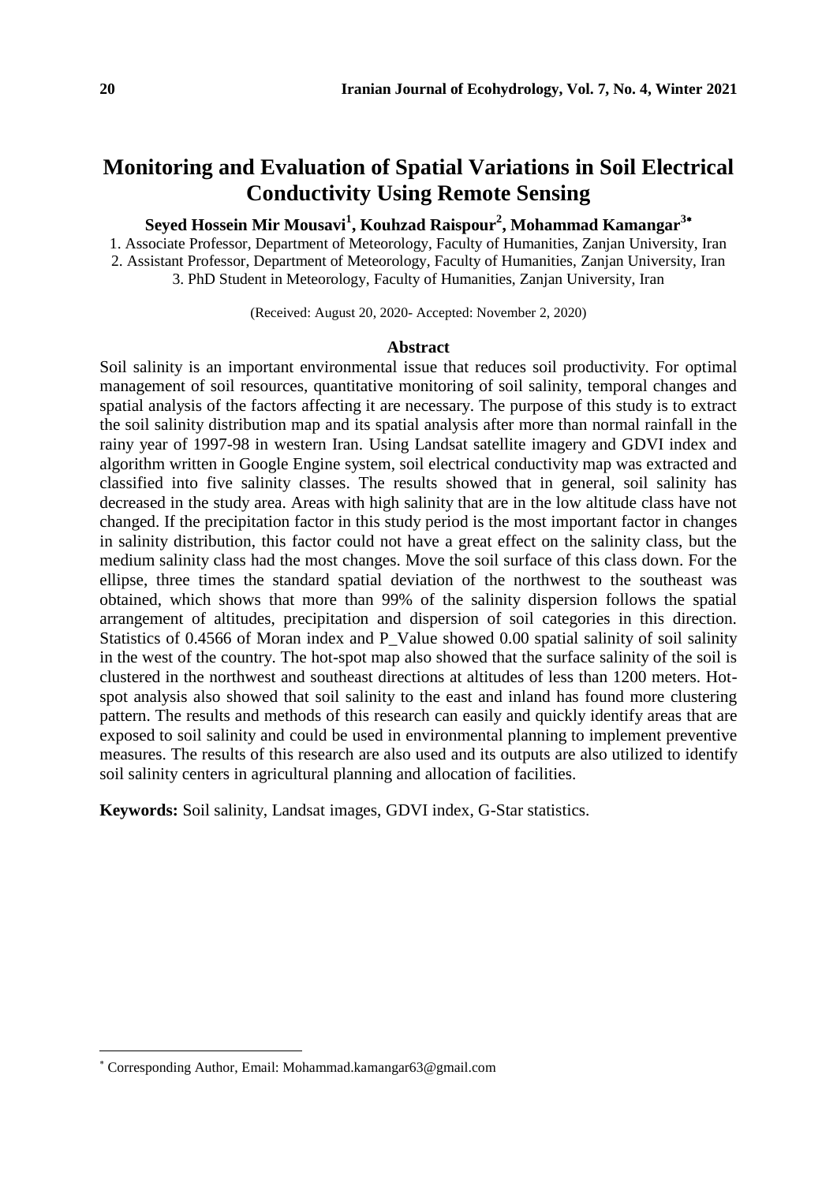# Monitoring and Evaluation of Spatial Variations in Soil Electrical Conductivity Using Remote Sensing

**Seyed Hossein Mir Mousavi[1], Kouhzad Raispour[2], Mohammad Kamangar[3*]**

1. Associate Professor, Department of Meteorology, Faculty of Humanities, Zanjan University, Iran
2. Assistant Professor, Department of Meteorology, Faculty of Humanities, Zanjan University, Iran
3. PhD Student in Meteorology, Faculty of Humanities, Zanjan University, Iran

(Received: August 20, 2020- Accepted: November 2, 2020)

## Abstract

Soil salinity is an important environmental issue that reduces soil productivity. For optimal management of soil resources, quantitative monitoring of soil salinity, temporal changes and spatial analysis of the factors affecting it are necessary. The purpose of this study is to extract the soil salinity distribution map and its spatial analysis after more than normal rainfall in the rainy year of 1997-98 in western Iran. Using Landsat satellite imagery and GDVI index and algorithm written in Google Engine system, soil electrical conductivity map was extracted and classified into five salinity classes. The results showed that in general, soil salinity has decreased in the study area. Areas with high salinity that are in the low altitude class have not changed. If the precipitation factor in this study period is the most important factor in changes in salinity distribution, this factor could not have a great effect on the salinity class, but the medium salinity class had the most changes. Move the soil surface of this class down. For the ellipse, three times the standard spatial deviation of the northwest to the southeast was obtained, which shows that more than 99% of the salinity dispersion follows the spatial arrangement of altitudes, precipitation and dispersion of soil categories in this direction. Statistics of 0.4566 of Moran index and P_Value showed 0.00 spatial salinity of soil salinity in the west of the country. The hot-spot map also showed that the surface salinity of the soil is clustered in the northwest and southeast directions at altitudes of less than 1200 meters. Hot-spot analysis also showed that soil salinity to the east and inland has found more clustering pattern. The results and methods of this research can easily and quickly identify areas that are exposed to soil salinity and could be used in environmental planning to implement preventive measures. The results of this research are also used and its outputs are also utilized to identify soil salinity centers in agricultural planning and allocation of facilities.

**Keywords:** Soil salinity, Landsat images, GDVI index, G-Star statistics.

---

[*] Corresponding Author, Email: Mohammad.kamangar63@gmail.com